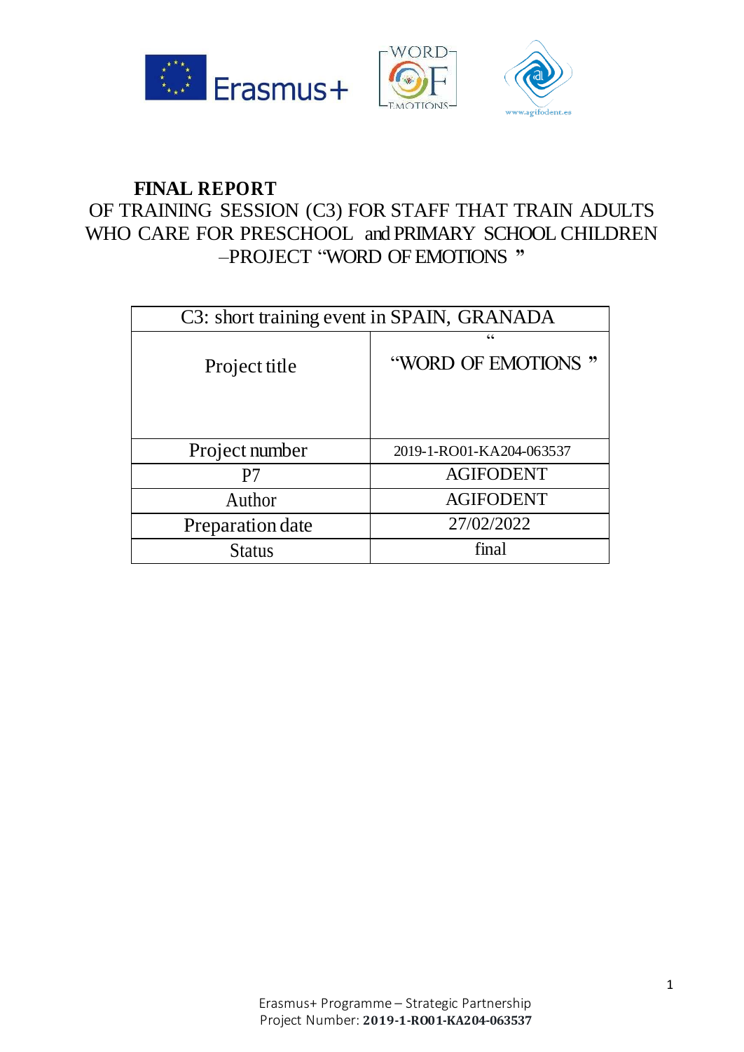# FINAL REPORT

OF TRAINING SESSION (C3) FOR STAFF THAT TRAIN ADULTS WHO CARE FOR PRESCHOOL and PRIMARY SCHOOL CHILDREN –PROJECT "WORD OF EMOTIONS"

| C3: short training event in SPAIN, GRANADA | |
|---|---|
| Project title | "WORD OF EMOTIONS" |
| Project number | 2019-1-RO01-KA204-063537 |
| P7 | AGIFODENT |
| Author | AGIFODENT |
| Preparation date | 27/02/2022 |
| Status | final |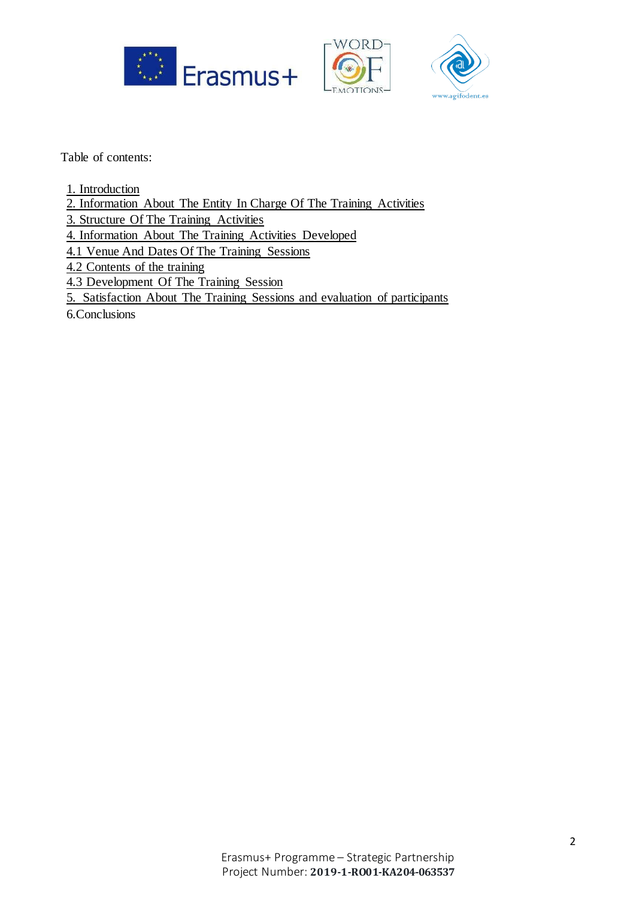Table of contents:

1. Introduction
2. Information About The Entity In Charge Of The Training Activities
3. Structure Of The Training Activities
4. Information About The Training Activities Developed
4.1 Venue And Dates Of The Training Sessions
4.2 Contents of the training
4.3 Development Of The Training Session
5. Satisfaction About The Training Sessions and evaluation of participants
6.Conclusions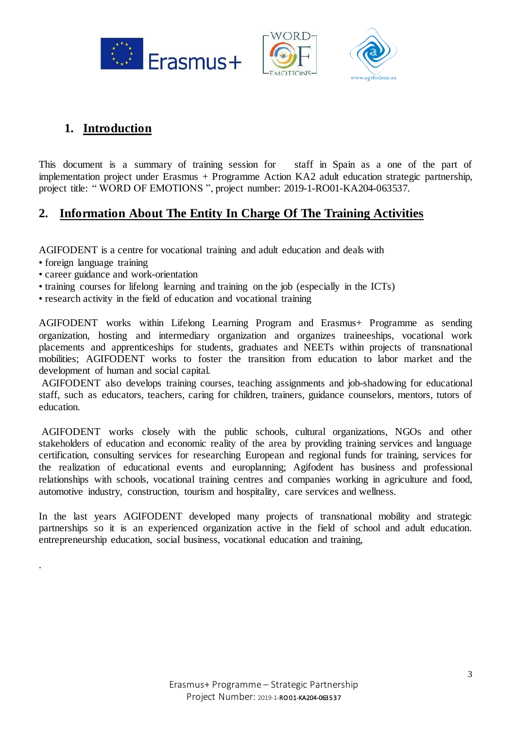## 1. Introduction

This document is a summary of training session for staff in Spain as a one of the part of implementation project under Erasmus + Programme Action KA2 adult education strategic partnership, project title: " WORD OF EMOTIONS ", project number: 2019-1-RO01-KA204-063537.

## 2. Information About The Entity In Charge Of The Training Activities

AGIFODENT is a centre for vocational training and adult education and deals with

- foreign language training
- career guidance and work-orientation
- training courses for lifelong learning and training on the job (especially in the ICTs)
- research activity in the field of education and vocational training

AGIFODENT works within Lifelong Learning Program and Erasmus+ Programme as sending organization, hosting and intermediary organization and organizes traineeships, vocational work placements and apprenticeships for students, graduates and NEETs within projects of transnational mobilities; AGIFODENT works to foster the transition from education to labor market and the development of human and social capital.

AGIFODENT also develops training courses, teaching assignments and job-shadowing for educational staff, such as educators, teachers, caring for children, trainers, guidance counselors, mentors, tutors of education.

AGIFODENT works closely with the public schools, cultural organizations, NGOs and other stakeholders of education and economic reality of the area by providing training services and language certification, consulting services for researching European and regional funds for training, services for the realization of educational events and europlanning; Agifodent has business and professional relationships with schools, vocational training centres and companies working in agriculture and food, automotive industry, construction, tourism and hospitality, care services and wellness.

In the last years AGIFODENT developed many projects of transnational mobility and strategic partnerships so it is an experienced organization active in the field of school and adult education. entrepreneurship education, social business, vocational education and training,

.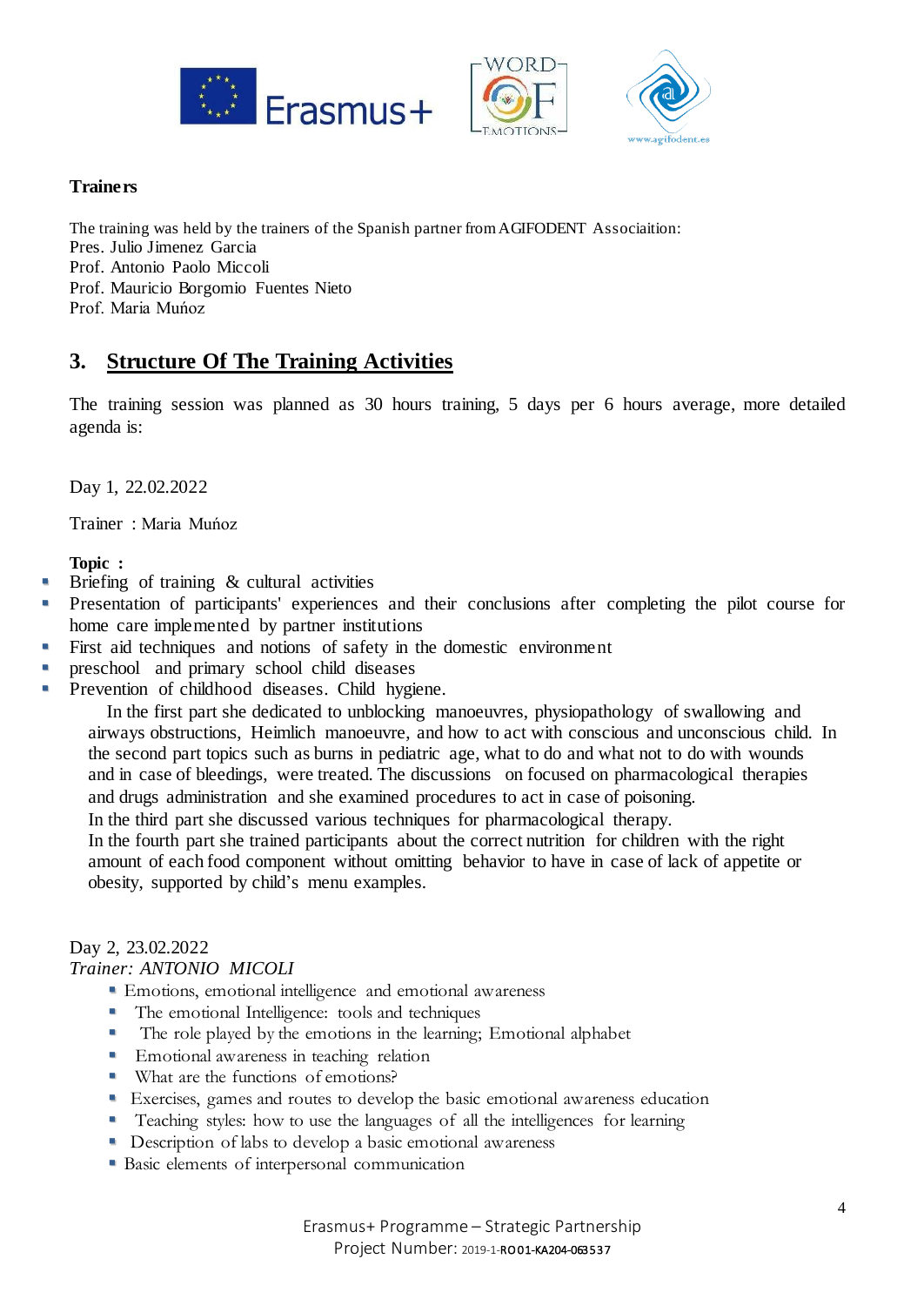**Trainers**

The training was held by the trainers of the Spanish partner from AGIFODENT Associaition:
Pres. Julio Jimenez Garcia
Prof. Antonio Paolo Miccoli
Prof. Mauricio Borgomio Fuentes Nieto
Prof. Maria Muńoz

## 3. Structure Of The Training Activities

The training session was planned as 30 hours training, 5 days per 6 hours average, more detailed agenda is:

Day 1, 22.02.2022

Trainer : Maria Muńoz

**Topic :**

- Briefing of training & cultural activities
- Presentation of participants' experiences and their conclusions after completing the pilot course for home care implemented by partner institutions
- First aid techniques and notions of safety in the domestic environment
- preschool and primary school child diseases
- Prevention of childhood diseases. Child hygiene.

In the first part she dedicated to unblocking manoeuvres, physiopathology of swallowing and airways obstructions, Heimlich manoeuvre, and how to act with conscious and unconscious child. In the second part topics such as burns in pediatric age, what to do and what not to do with wounds and in case of bleedings, were treated. The discussions on focused on pharmacological therapies and drugs administration and she examined procedures to act in case of poisoning.
In the third part she discussed various techniques for pharmacological therapy.
In the fourth part she trained participants about the correct nutrition for children with the right amount of each food component without omitting behavior to have in case of lack of appetite or obesity, supported by child's menu examples.

Day 2, 23.02.2022
*Trainer: ANTONIO MICOLI*

- Emotions, emotional intelligence and emotional awareness
- The emotional Intelligence: tools and techniques
- The role played by the emotions in the learning; Emotional alphabet
- Emotional awareness in teaching relation
- What are the functions of emotions?
- Exercises, games and routes to develop the basic emotional awareness education
- Teaching styles: how to use the languages of all the intelligences for learning
- Description of labs to develop a basic emotional awareness
- Basic elements of interpersonal communication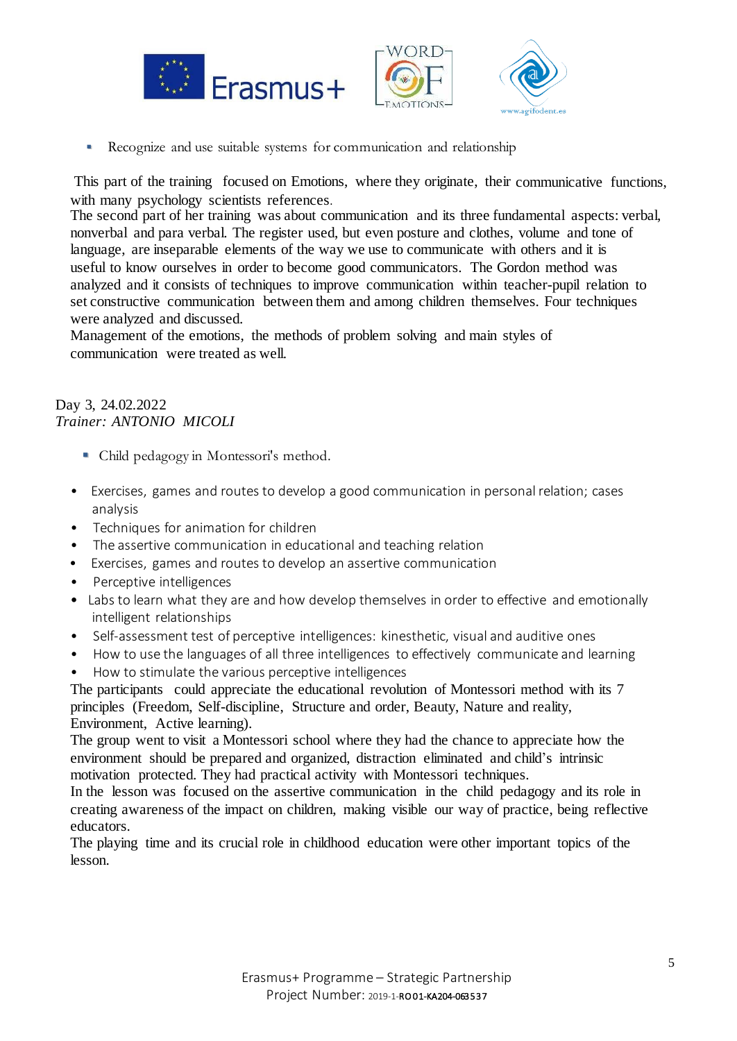- Recognize and use suitable systems for communication and relationship

This part of the training focused on Emotions, where they originate, their communicative functions, with many psychology scientists references.
The second part of her training was about communication and its three fundamental aspects: verbal, nonverbal and para verbal. The register used, but even posture and clothes, volume and tone of language, are inseparable elements of the way we use to communicate with others and it is useful to know ourselves in order to become good communicators. The Gordon method was analyzed and it consists of techniques to improve communication within teacher-pupil relation to set constructive communication between them and among children themselves. Four techniques were analyzed and discussed.
Management of the emotions, the methods of problem solving and main styles of communication were treated as well.

Day 3, 24.02.2022
*Trainer: ANTONIO MICOLI*

- Child pedagogy in Montessori's method.

- Exercises, games and routes to develop a good communication in personal relation; cases analysis
- Techniques for animation for children
- The assertive communication in educational and teaching relation
- Exercises, games and routes to develop an assertive communication
- Perceptive intelligences
- Labs to learn what they are and how develop themselves in order to effective and emotionally intelligent relationships
- Self-assessment test of perceptive intelligences: kinesthetic, visual and auditive ones
- How to use the languages of all three intelligences to effectively communicate and learning
- How to stimulate the various perceptive intelligences

The participants could appreciate the educational revolution of Montessori method with its 7 principles (Freedom, Self-discipline, Structure and order, Beauty, Nature and reality, Environment, Active learning).
The group went to visit a Montessori school where they had the chance to appreciate how the environment should be prepared and organized, distraction eliminated and child's intrinsic motivation protected. They had practical activity with Montessori techniques.
In the lesson was focused on the assertive communication in the child pedagogy and its role in creating awareness of the impact on children, making visible our way of practice, being reflective educators.
The playing time and its crucial role in childhood education were other important topics of the lesson.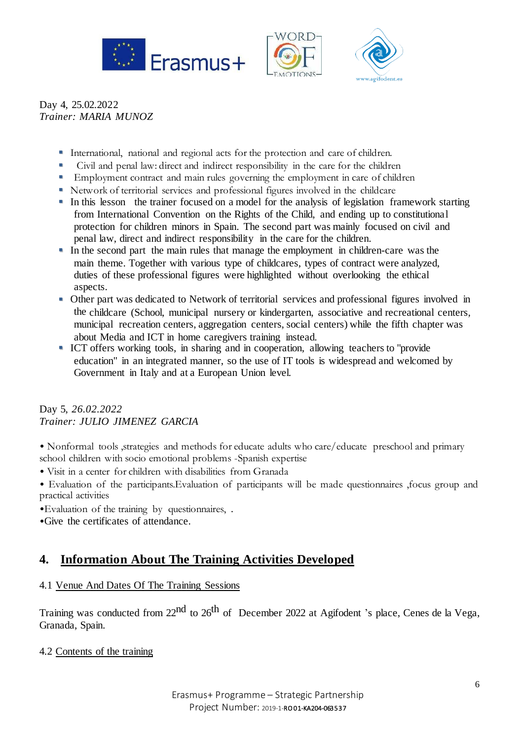Day 4, 25.02.2022
*Trainer: MARIA MUNOZ*

- International, national and regional acts for the protection and care of children.
- Civil and penal law: direct and indirect responsibility in the care for the children
- Employment contract and main rules governing the employment in care of children
- Network of territorial services and professional figures involved in the childcare
- In this lesson the trainer focused on a model for the analysis of legislation framework starting from International Convention on the Rights of the Child, and ending up to constitutional protection for children minors in Spain. The second part was mainly focused on civil and penal law, direct and indirect responsibility in the care for the children.
- In the second part the main rules that manage the employment in children-care was the main theme. Together with various type of childcares, types of contract were analyzed, duties of these professional figures were highlighted without overlooking the ethical aspects.
- Other part was dedicated to Network of territorial services and professional figures involved in the childcare (School, municipal nursery or kindergarten, associative and recreational centers, municipal recreation centers, aggregation centers, social centers) while the fifth chapter was about Media and ICT in home caregivers training instead.
- ICT offers working tools, in sharing and in cooperation, allowing teachers to "provide education" in an integrated manner, so the use of IT tools is widespread and welcomed by Government in Italy and at a European Union level.

Day 5, *26.02.2022*
*Trainer: JULIO JIMENEZ GARCIA*

• Nonformal tools ,strategies and methods for educate adults who care/educate preschool and primary school children with socio emotional problems -Spanish expertise

• Visit in a center for children with disabilities from Granada

• Evaluation of the participants.Evaluation of participants will be made questionnaires ,focus group and practical activities

•Evaluation of the training by questionnaires, .

•Give the certificates of attendance.

## 4. Information About The Training Activities Developed

4.1 Venue And Dates Of The Training Sessions

Training was conducted from 22nd to 26th of December 2022 at Agifodent 's place, Cenes de la Vega, Granada, Spain.

4.2 Contents of the training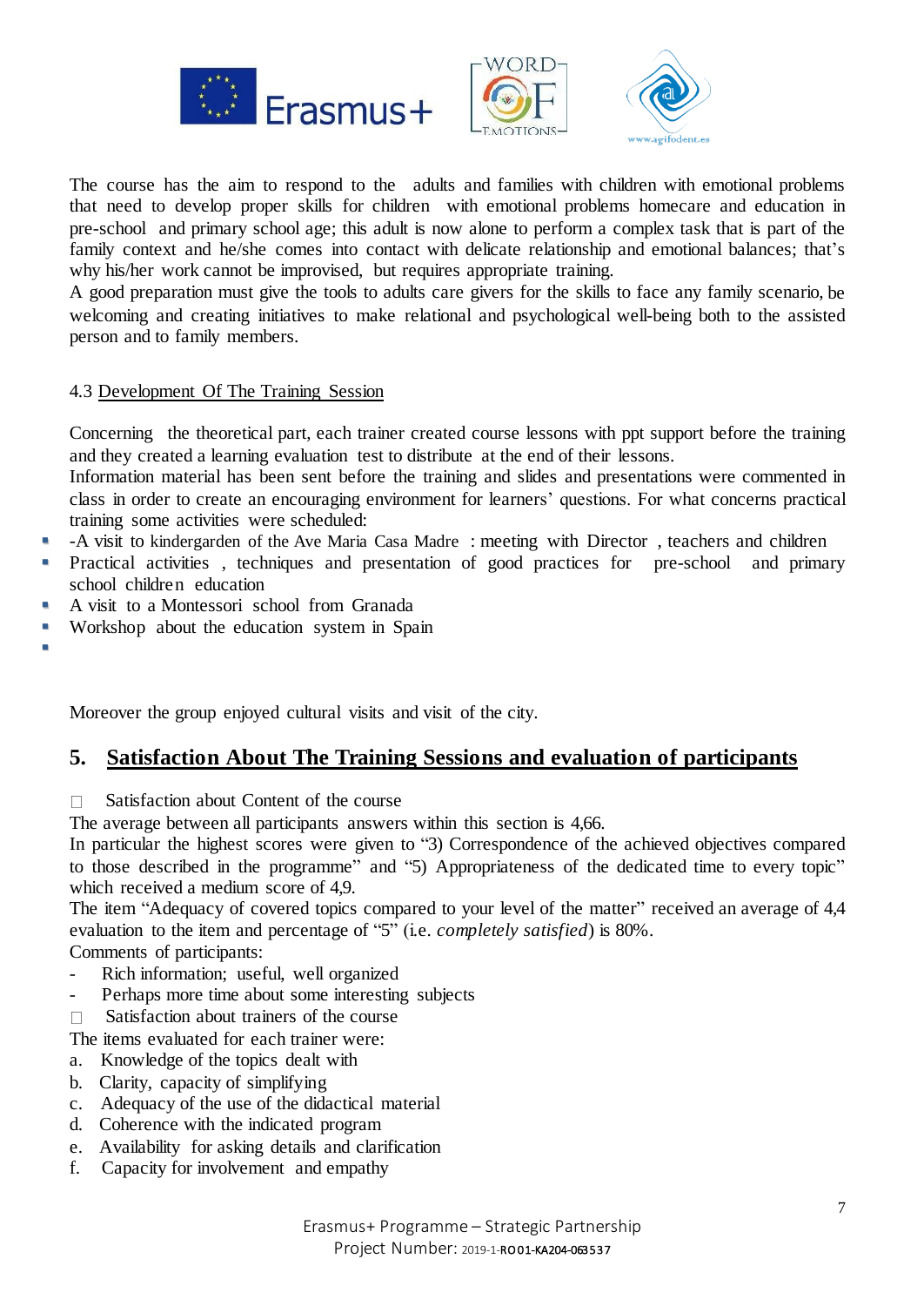The course has the aim to respond to the adults and families with children with emotional problems that need to develop proper skills for children with emotional problems homecare and education in pre-school and primary school age; this adult is now alone to perform a complex task that is part of the family context and he/she comes into contact with delicate relationship and emotional balances; that's why his/her work cannot be improvised, but requires appropriate training.
A good preparation must give the tools to adults care givers for the skills to face any family scenario, be welcoming and creating initiatives to make relational and psychological well-being both to the assisted person and to family members.

4.3 <u>Development Of The Training Session</u>

Concerning the theoretical part, each trainer created course lessons with ppt support before the training and they created a learning evaluation test to distribute at the end of their lessons.
Information material has been sent before the training and slides and presentations were commented in class in order to create an encouraging environment for learners' questions. For what concerns practical training some activities were scheduled:

- -A visit to kindergarden of the Ave Maria Casa Madre : meeting with Director , teachers and children
- Practical activities , techniques and presentation of good practices for pre-school and primary school children education
- A visit to a Montessori school from Granada
- Workshop about the education system in Spain

Moreover the group enjoyed cultural visits and visit of the city.

## 5. Satisfaction About The Training Sessions and evaluation of participants

- Satisfaction about Content of the course

The average between all participants answers within this section is 4,66.
In particular the highest scores were given to "3) Correspondence of the achieved objectives compared to those described in the programme" and "5) Appropriateness of the dedicated time to every topic" which received a medium score of 4,9.
The item "Adequacy of covered topics compared to your level of the matter" received an average of 4,4 evaluation to the item and percentage of "5" (i.e. *completely satisfied*) is 80%.
Comments of participants:

- Rich information; useful, well organized
- Perhaps more time about some interesting subjects

- Satisfaction about trainers of the course

The items evaluated for each trainer were:

a. Knowledge of the topics dealt with
b. Clarity, capacity of simplifying
c. Adequacy of the use of the didactical material
d. Coherence with the indicated program
e. Availability for asking details and clarification
f. Capacity for involvement and empathy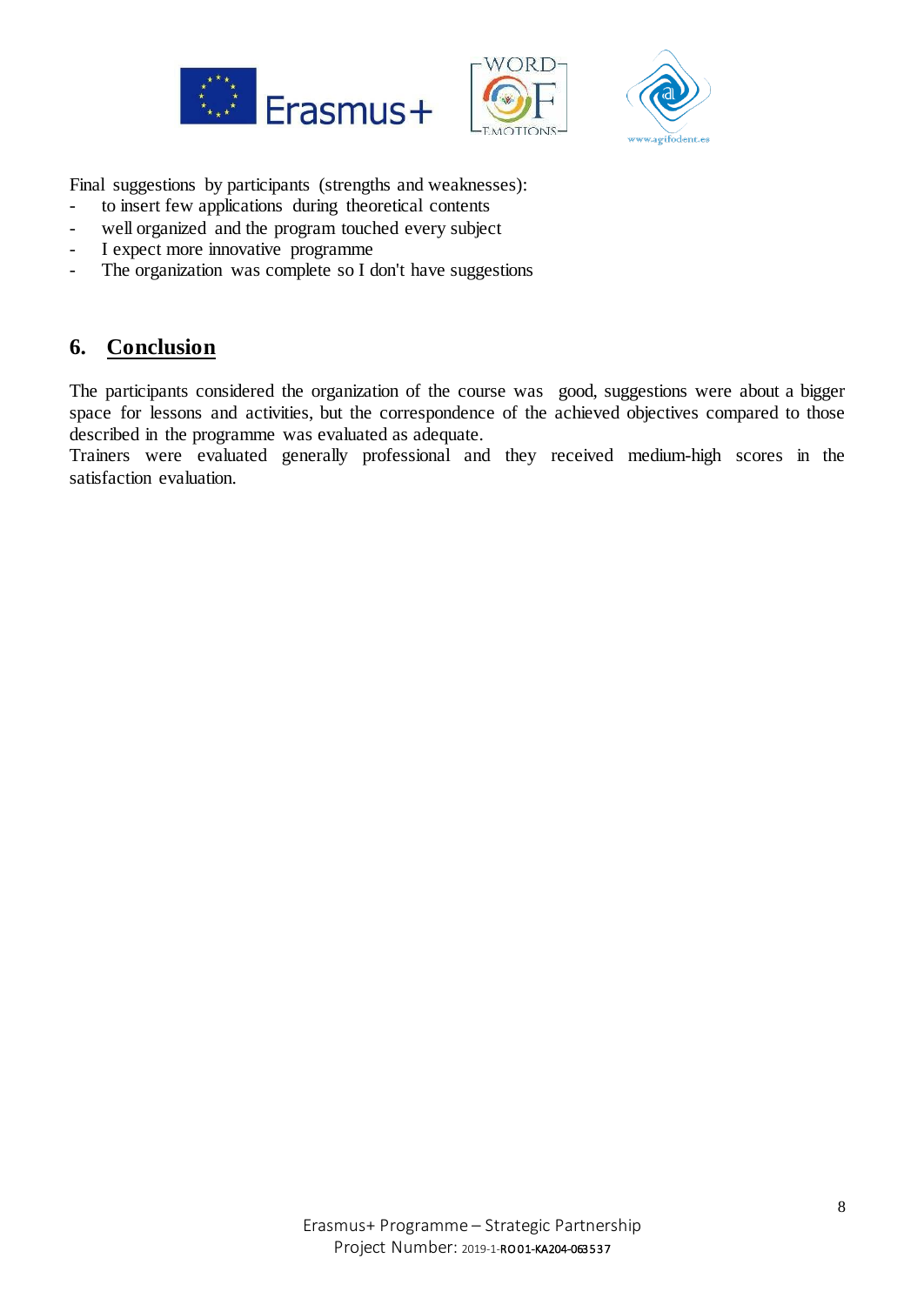Final suggestions by participants (strengths and weaknesses):

- to insert few applications during theoretical contents
- well organized and the program touched every subject
- I expect more innovative programme
- The organization was complete so I don't have suggestions

## 6. Conclusion

The participants considered the organization of the course was good, suggestions were about a bigger space for lessons and activities, but the correspondence of the achieved objectives compared to those described in the programme was evaluated as adequate.
Trainers were evaluated generally professional and they received medium-high scores in the satisfaction evaluation.